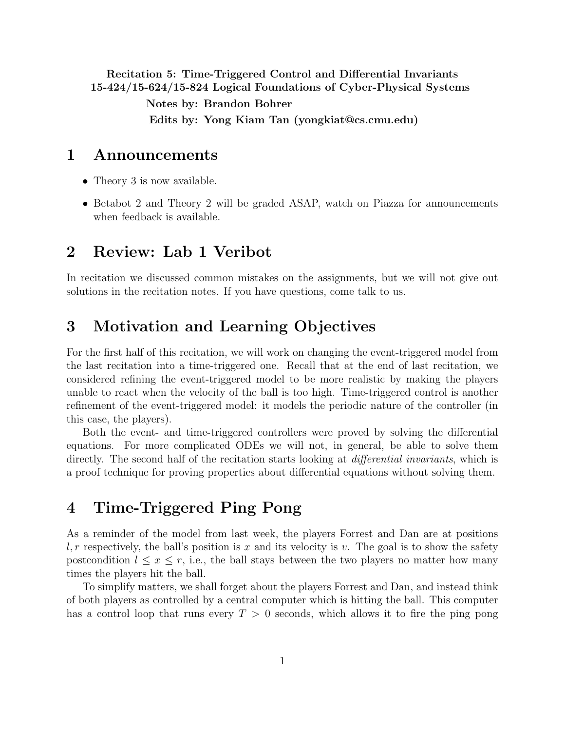**Recitation 5: Time-Triggered Control and Differential Invariants**
**15-424/15-624/15-824 Logical Foundations of Cyber-Physical Systems**
**Notes by: Brandon Bohrer**
**Edits by: Yong Kiam Tan (yongkiat@cs.cmu.edu)**

# 1 Announcements

- Theory 3 is now available.
- Betabot 2 and Theory 2 will be graded ASAP, watch on Piazza for announcements when feedback is available.

# 2 Review: Lab 1 Veribot

In recitation we discussed common mistakes on the assignments, but we will not give out solutions in the recitation notes. If you have questions, come talk to us.

# 3 Motivation and Learning Objectives

For the first half of this recitation, we will work on changing the event-triggered model from the last recitation into a time-triggered one. Recall that at the end of last recitation, we considered refining the event-triggered model to be more realistic by making the players unable to react when the velocity of the ball is too high. Time-triggered control is another refinement of the event-triggered model: it models the periodic nature of the controller (in this case, the players).

Both the event- and time-triggered controllers were proved by solving the differential equations. For more complicated ODEs we will not, in general, be able to solve them directly. The second half of the recitation starts looking at *differential invariants*, which is a proof technique for proving properties about differential equations without solving them.

# 4 Time-Triggered Ping Pong

As a reminder of the model from last week, the players Forrest and Dan are at positions $l, r$ respectively, the ball's position is $x$ and its velocity is $v$. The goal is to show the safety postcondition $l \le x \le r$, i.e., the ball stays between the two players no matter how many times the players hit the ball.

To simplify matters, we shall forget about the players Forrest and Dan, and instead think of both players as controlled by a central computer which is hitting the ball. This computer has a control loop that runs every $T > 0$ seconds, which allows it to fire the ping pong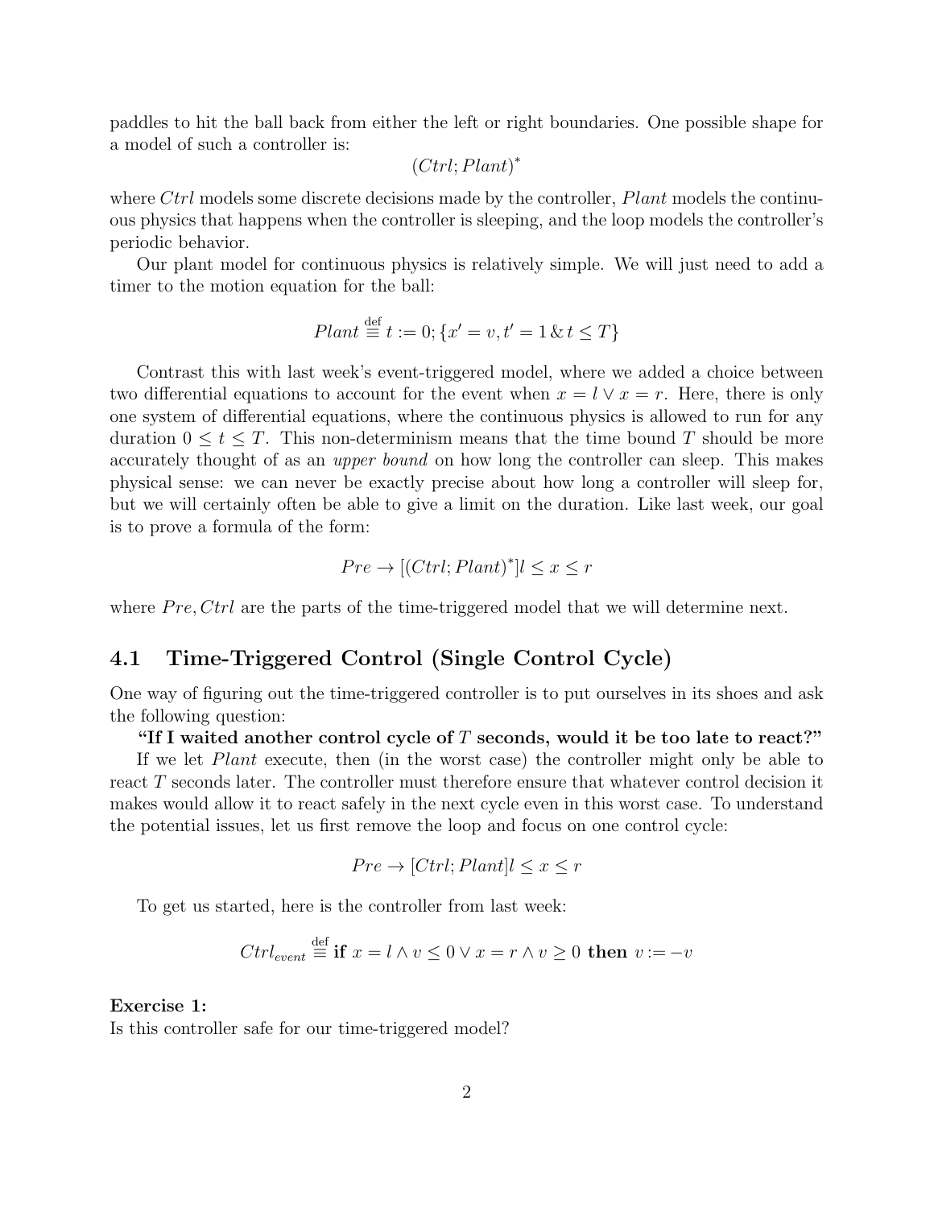paddles to hit the ball back from either the left or right boundaries. One possible shape for a model of such a controller is:

$$(Ctrl; Plant)^*$$

where $Ctrl$ models some discrete decisions made by the controller, $Plant$ models the continuous physics that happens when the controller is sleeping, and the loop models the controller's periodic behavior.

Our plant model for continuous physics is relatively simple. We will just need to add a timer to the motion equation for the ball:

$$Plant \overset{\text{def}}{\equiv} t := 0; \{x' = v, t' = 1 \,\&\, t \leq T\}$$

Contrast this with last week's event-triggered model, where we added a choice between two differential equations to account for the event when $x = l \vee x = r$. Here, there is only one system of differential equations, where the continuous physics is allowed to run for any duration $0 \leq t \leq T$. This non-determinism means that the time bound $T$ should be more accurately thought of as an *upper bound* on how long the controller can sleep. This makes physical sense: we can never be exactly precise about how long a controller will sleep for, but we will certainly often be able to give a limit on the duration. Like last week, our goal is to prove a formula of the form:

$$Pre \rightarrow [(Ctrl; Plant)^*] l \leq x \leq r$$

where $Pre, Ctrl$ are the parts of the time-triggered model that we will determine next.

## 4.1 Time-Triggered Control (Single Control Cycle)

One way of figuring out the time-triggered controller is to put ourselves in its shoes and ask the following question:

**"If I waited another control cycle of $T$ seconds, would it be too late to react?"**

If we let $Plant$ execute, then (in the worst case) the controller might only be able to react $T$ seconds later. The controller must therefore ensure that whatever control decision it makes would allow it to react safely in the next cycle even in this worst case. To understand the potential issues, let us first remove the loop and focus on one control cycle:

$$Pre \rightarrow [Ctrl; Plant] l \leq x \leq r$$

To get us started, here is the controller from last week:

$$Ctrl_{event} \overset{\text{def}}{\equiv} \textbf{if } x = l \wedge v \leq 0 \vee x = r \wedge v \geq 0 \textbf{ then } v := -v$$

**Exercise 1:**
Is this controller safe for our time-triggered model?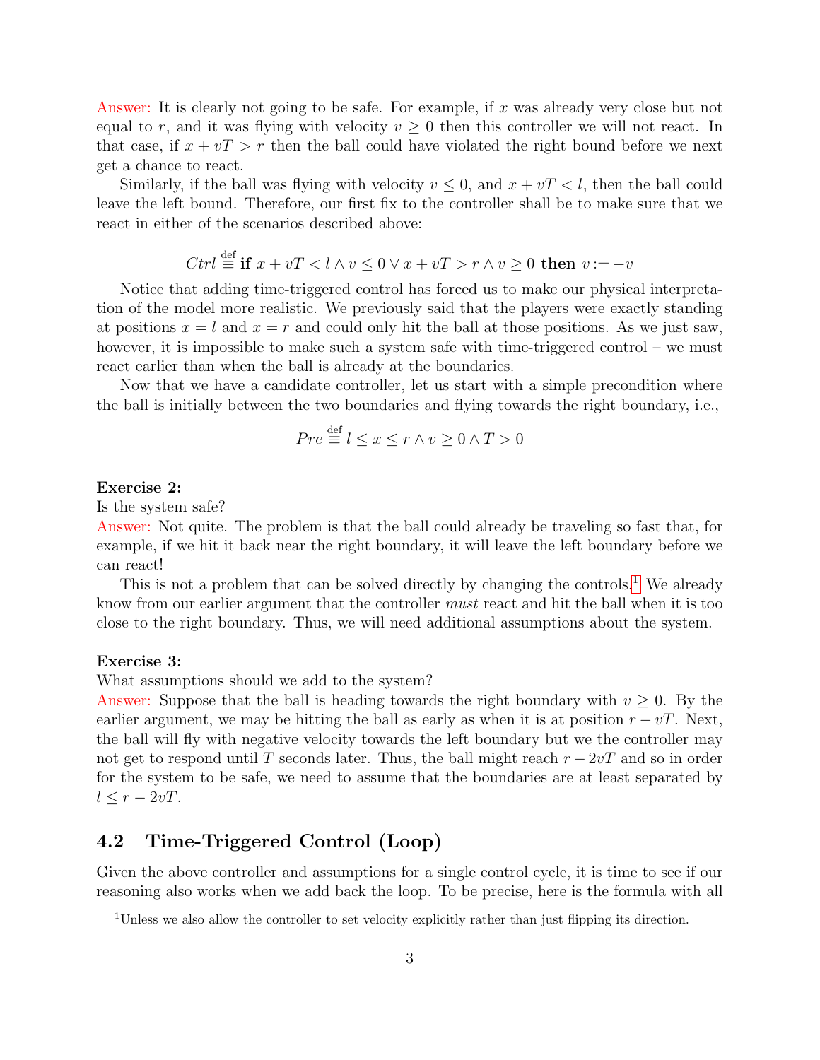Answer: It is clearly not going to be safe. For example, if $x$ was already very close but not equal to $r$, and it was flying with velocity $v \geq 0$ then this controller we will not react. In that case, if $x + vT > r$ then the ball could have violated the right bound before we next get a chance to react.

Similarly, if the ball was flying with velocity $v \leq 0$, and $x + vT < l$, then the ball could leave the left bound. Therefore, our first fix to the controller shall be to make sure that we react in either of the scenarios described above:

$$Ctrl \stackrel{\text{def}}{\equiv} \textbf{if } x + vT < l \wedge v \leq 0 \vee x + vT > r \wedge v \geq 0 \textbf{ then } v := -v$$

Notice that adding time-triggered control has forced us to make our physical interpretation of the model more realistic. We previously said that the players were exactly standing at positions $x = l$ and $x = r$ and could only hit the ball at those positions. As we just saw, however, it is impossible to make such a system safe with time-triggered control – we must react earlier than when the ball is already at the boundaries.

Now that we have a candidate controller, let us start with a simple precondition where the ball is initially between the two boundaries and flying towards the right boundary, i.e.,

$$Pre \stackrel{\text{def}}{\equiv} l \leq x \leq r \wedge v \geq 0 \wedge T > 0$$

**Exercise 2:**

Is the system safe?

Answer: Not quite. The problem is that the ball could already be traveling so fast that, for example, if we hit it back near the right boundary, it will leave the left boundary before we can react!

This is not a problem that can be solved directly by changing the controls.[1] We already know from our earlier argument that the controller *must* react and hit the ball when it is too close to the right boundary. Thus, we will need additional assumptions about the system.

**Exercise 3:**

What assumptions should we add to the system?

Answer: Suppose that the ball is heading towards the right boundary with $v \geq 0$. By the earlier argument, we may be hitting the ball as early as when it is at position $r - vT$. Next, the ball will fly with negative velocity towards the left boundary but we the controller may not get to respond until $T$ seconds later. Thus, the ball might reach $r - 2vT$ and so in order for the system to be safe, we need to assume that the boundaries are at least separated by $l \leq r - 2vT$.

## 4.2 Time-Triggered Control (Loop)

Given the above controller and assumptions for a single control cycle, it is time to see if our reasoning also works when we add back the loop. To be precise, here is the formula with all

[1] Unless we also allow the controller to set velocity explicitly rather than just flipping its direction.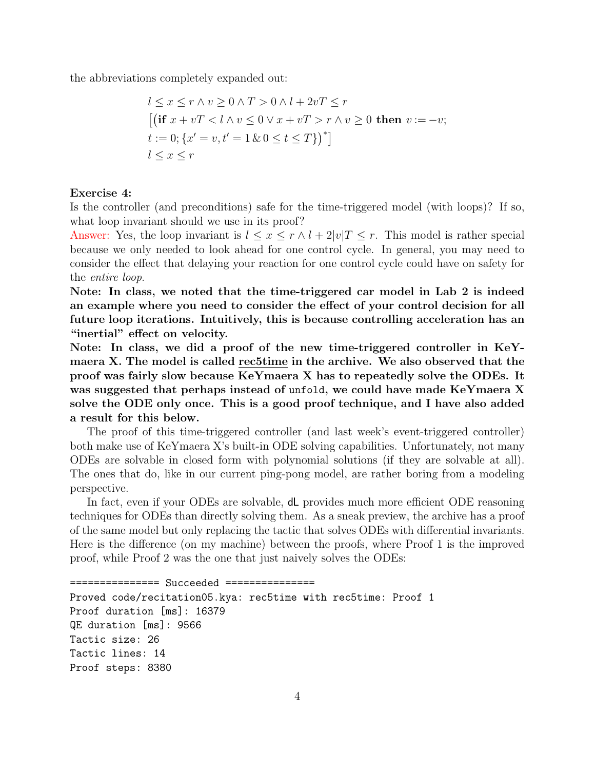the abbreviations completely expanded out:

$$
\begin{aligned}
&l \le x \le r \land v \ge 0 \land T > 0 \land l + 2vT \le r \\
&\big[\big(\textbf{if } x + vT < l \land v \le 0 \lor x + vT > r \land v \ge 0 \textbf{ then } v := -v; \\
&t := 0; \{x' = v, t' = 1 \,\&\, 0 \le t \le T\}\big)^*\big] \\
&l \le x \le r
\end{aligned}
$$

**Exercise 4:**
Is the controller (and preconditions) safe for the time-triggered model (with loops)? If so, what loop invariant should we use in its proof?

Answer: Yes, the loop invariant is $l \le x \le r \land l + 2|v|T \le r$. This model is rather special because we only needed to look ahead for one control cycle. In general, you may need to consider the effect that delaying your reaction for one control cycle could have on safety for the *entire loop*.

**Note: In class, we noted that the time-triggered car model in Lab 2 is indeed an example where you need to consider the effect of your control decision for all future loop iterations. Intuitively, this is because controlling acceleration has an "inertial" effect on velocity.**

**Note: In class, we did a proof of the new time-triggered controller in KeYmaera X. The model is called rec5time in the archive. We also observed that the proof was fairly slow because KeYmaera X has to repeatedly solve the ODEs. It was suggested that perhaps instead of `unfold`, we could have made KeYmaera X solve the ODE only once. This is a good proof technique, and I have also added a result for this below.**

The proof of this time-triggered controller (and last week's event-triggered controller) both make use of KeYmaera X's built-in ODE solving capabilities. Unfortunately, not many ODEs are solvable in closed form with polynomial solutions (if they are solvable at all). The ones that do, like in our current ping-pong model, are rather boring from a modeling perspective.

In fact, even if your ODEs are solvable, dL provides much more efficient ODE reasoning techniques for ODEs than directly solving them. As a sneak preview, the archive has a proof of the same model but only replacing the tactic that solves ODEs with differential invariants. Here is the difference (on my machine) between the proofs, where Proof 1 is the improved proof, while Proof 2 was the one that just naively solves the ODEs:

```
=============== Succeeded ===============
Proved code/recitation05.kya: rec5time with rec5time: Proof 1
Proof duration [ms]: 16379
QE duration [ms]: 9566
Tactic size: 26
Tactic lines: 14
Proof steps: 8380
```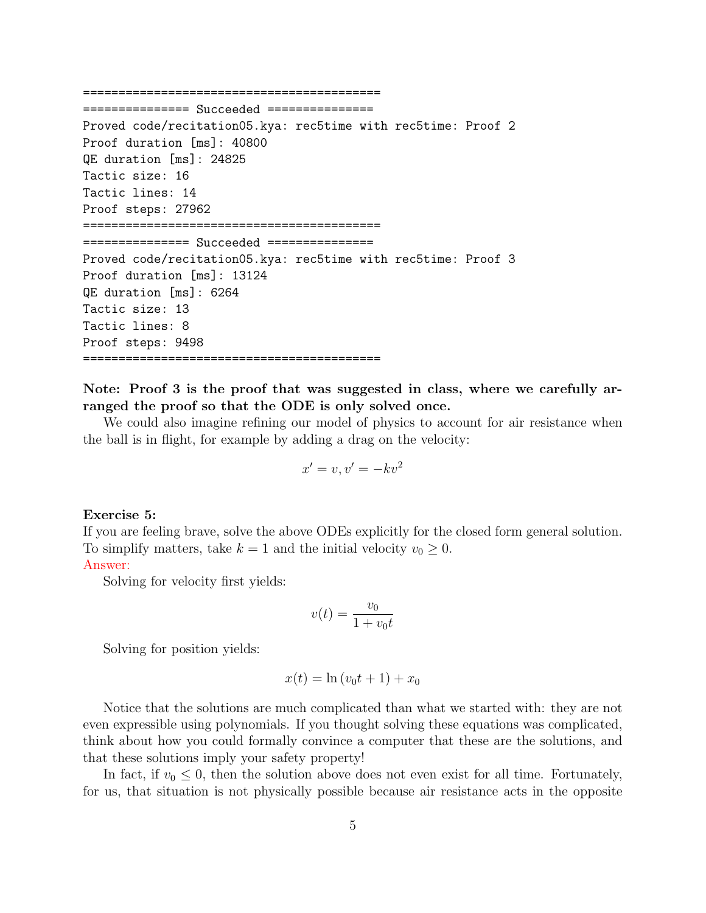```
==========================================
=============== Succeeded ===============
Proved code/recitation05.kya: rec5time with rec5time: Proof 2
Proof duration [ms]: 40800
QE duration [ms]: 24825
Tactic size: 16
Tactic lines: 14
Proof steps: 27962
==========================================
=============== Succeeded ===============
Proved code/recitation05.kya: rec5time with rec5time: Proof 3
Proof duration [ms]: 13124
QE duration [ms]: 6264
Tactic size: 13
Tactic lines: 8
Proof steps: 9498
==========================================
```

**Note: Proof 3 is the proof that was suggested in class, where we carefully arranged the proof so that the ODE is only solved once.**

We could also imagine refining our model of physics to account for air resistance when the ball is in flight, for example by adding a drag on the velocity:

$$x' = v, v' = -kv^2$$

**Exercise 5:**
If you are feeling brave, solve the above ODEs explicitly for the closed form general solution. To simplify matters, take $k = 1$ and the initial velocity $v_0 \geq 0$.
Answer:

Solving for velocity first yields:

$$v(t) = \frac{v_0}{1 + v_0 t}$$

Solving for position yields:

$$x(t) = \ln(v_0 t + 1) + x_0$$

Notice that the solutions are much complicated than what we started with: they are not even expressible using polynomials. If you thought solving these equations was complicated, think about how you could formally convince a computer that these are the solutions, and that these solutions imply your safety property!

In fact, if $v_0 \leq 0$, then the solution above does not even exist for all time. Fortunately, for us, that situation is not physically possible because air resistance acts in the opposite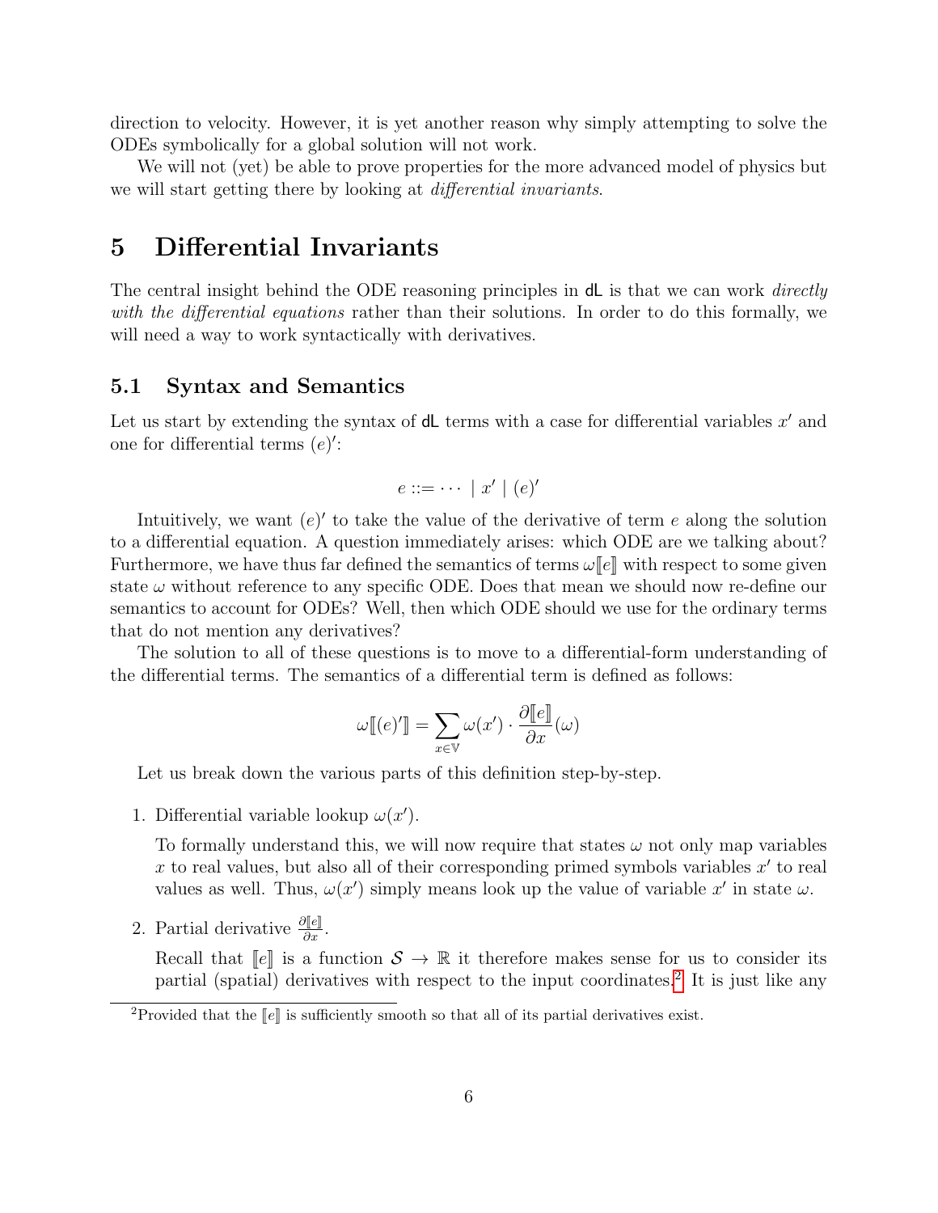direction to velocity. However, it is yet another reason why simply attempting to solve the ODEs symbolically for a global solution will not work.

We will not (yet) be able to prove properties for the more advanced model of physics but we will start getting there by looking at *differential invariants*.

# 5 Differential Invariants

The central insight behind the ODE reasoning principles in dL is that we can work *directly with the differential equations* rather than their solutions. In order to do this formally, we will need a way to work syntactically with derivatives.

## 5.1 Syntax and Semantics

Let us start by extending the syntax of dL terms with a case for differential variables $x'$ and one for differential terms $(e)'$:

$$e ::= \cdots \mid x' \mid (e)'$$

Intuitively, we want $(e)'$ to take the value of the derivative of term $e$ along the solution to a differential equation. A question immediately arises: which ODE are we talking about? Furthermore, we have thus far defined the semantics of terms $\omega[\![e]\!]$ with respect to some given state $\omega$ without reference to any specific ODE. Does that mean we should now re-define our semantics to account for ODEs? Well, then which ODE should we use for the ordinary terms that do not mention any derivatives?

The solution to all of these questions is to move to a differential-form understanding of the differential terms. The semantics of a differential term is defined as follows:

$$\omega[\![(e)']\!] = \sum_{x \in \mathbb{V}} \omega(x') \cdot \frac{\partial [\![e]\!]}{\partial x}(\omega)$$

Let us break down the various parts of this definition step-by-step.

1. Differential variable lookup $\omega(x')$.

   To formally understand this, we will now require that states $\omega$ not only map variables $x$ to real values, but also all of their corresponding primed symbols variables $x'$ to real values as well. Thus, $\omega(x')$ simply means look up the value of variable $x'$ in state $\omega$.

2. Partial derivative $\frac{\partial [\![e]\!]}{\partial x}$.

   Recall that $[\![e]\!]$ is a function $\mathcal{S} \to \mathbb{R}$ it therefore makes sense for us to consider its partial (spatial) derivatives with respect to the input coordinates.[2] It is just like any

[2] Provided that the $[\![e]\!]$ is sufficiently smooth so that all of its partial derivatives exist.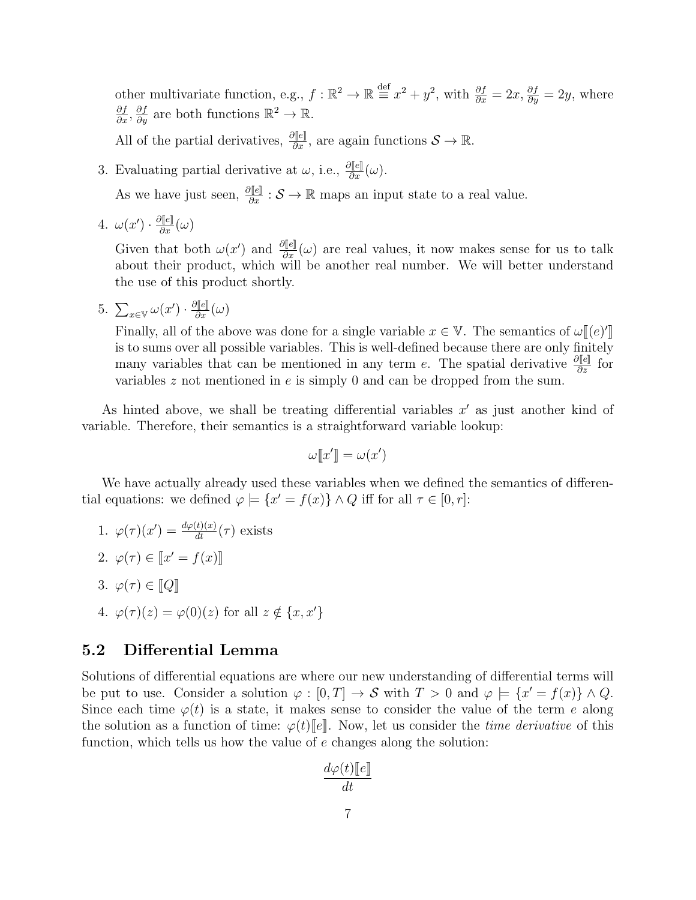other multivariate function, e.g., $f : \mathbb{R}^2 \to \mathbb{R} \stackrel{\text{def}}{\equiv} x^2 + y^2$, with $\frac{\partial f}{\partial x} = 2x, \frac{\partial f}{\partial y} = 2y$, where $\frac{\partial f}{\partial x}, \frac{\partial f}{\partial y}$ are both functions $\mathbb{R}^2 \to \mathbb{R}$.

All of the partial derivatives, $\frac{\partial [\![e]\!]}{\partial x}$, are again functions $\mathcal{S} \to \mathbb{R}$.

3. Evaluating partial derivative at $\omega$, i.e., $\frac{\partial [\![e]\!]}{\partial x}(\omega)$.

   As we have just seen, $\frac{\partial [\![e]\!]}{\partial x} : \mathcal{S} \to \mathbb{R}$ maps an input state to a real value.

4. $\omega(x') \cdot \frac{\partial [\![e]\!]}{\partial x}(\omega)$

   Given that both $\omega(x')$ and $\frac{\partial [\![e]\!]}{\partial x}(\omega)$ are real values, it now makes sense for us to talk about their product, which will be another real number. We will better understand the use of this product shortly.

5. $\sum_{x \in \mathbb{V}} \omega(x') \cdot \frac{\partial [\![e]\!]}{\partial x}(\omega)$

   Finally, all of the above was done for a single variable $x \in \mathbb{V}$. The semantics of $\omega[\![(e)']\!]$ is to sums over all possible variables. This is well-defined because there are only finitely many variables that can be mentioned in any term $e$. The spatial derivative $\frac{\partial [\![e]\!]}{\partial z}$ for variables $z$ not mentioned in $e$ is simply 0 and can be dropped from the sum.

As hinted above, we shall be treating differential variables $x'$ as just another kind of variable. Therefore, their semantics is a straightforward variable lookup:

$$\omega[\![x']\!] = \omega(x')$$

We have actually already used these variables when we defined the semantics of differential equations: we defined $\varphi \models \{x' = f(x)\} \wedge Q$ iff for all $\tau \in [0, r]$:

1. $\varphi(\tau)(x') = \frac{d\varphi(t)(x)}{dt}(\tau)$ exists
2. $\varphi(\tau) \in [\![x' = f(x)]\!]$
3. $\varphi(\tau) \in [\![Q]\!]$
4. $\varphi(\tau)(z) = \varphi(0)(z)$ for all $z \notin \{x, x'\}$

## 5.2 Differential Lemma

Solutions of differential equations are where our new understanding of differential terms will be put to use. Consider a solution $\varphi : [0, T] \to \mathcal{S}$ with $T > 0$ and $\varphi \models \{x' = f(x)\} \wedge Q$. Since each time $\varphi(t)$ is a state, it makes sense to consider the value of the term $e$ along the solution as a function of time: $\varphi(t)[\![e]\!]$. Now, let us consider the *time derivative* of this function, which tells us how the value of $e$ changes along the solution:

$$\frac{d\varphi(t)[\![e]\!]}{dt}$$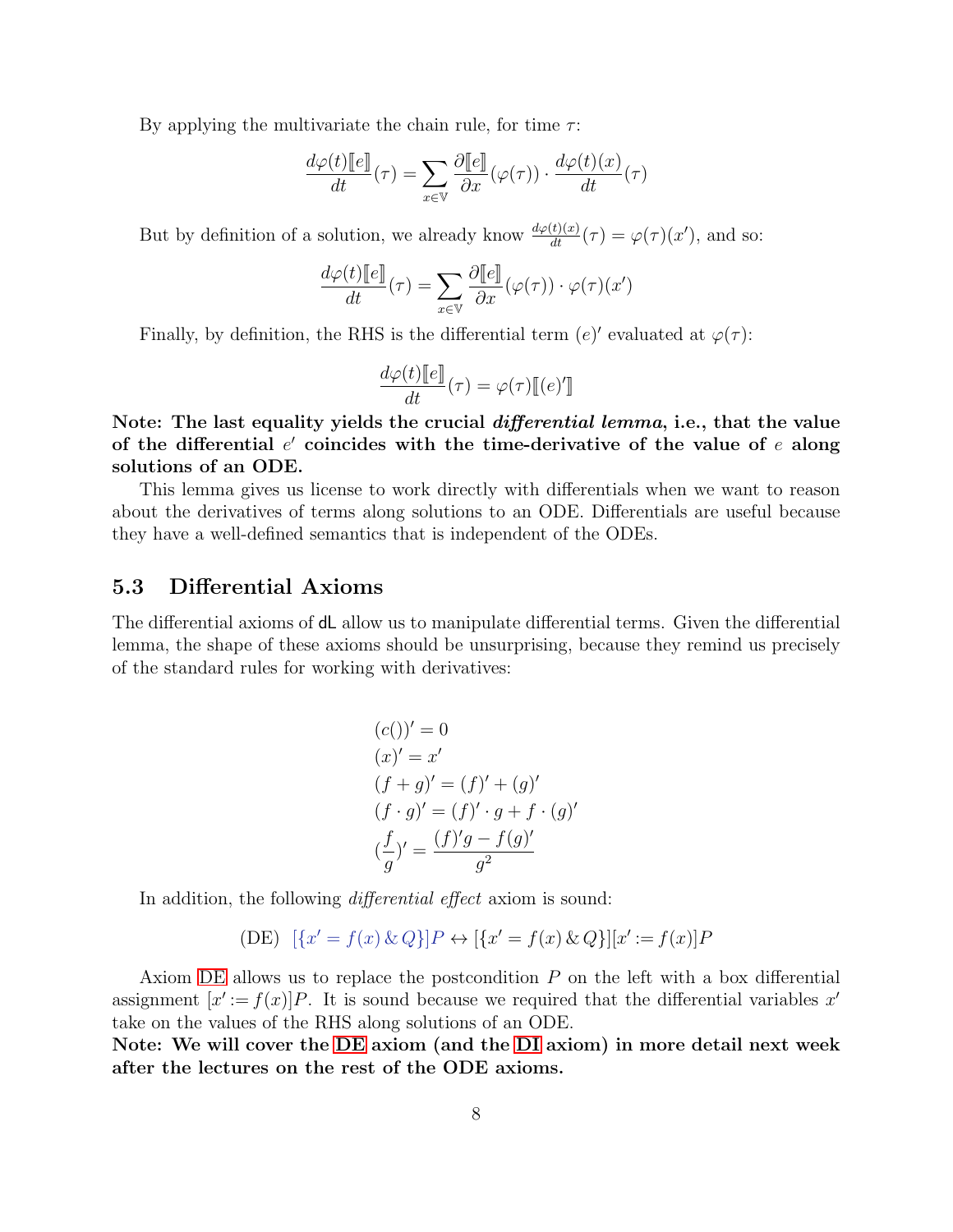By applying the multivariate the chain rule, for time $\tau$:

$$\frac{d\varphi(t)[\![e]\!]}{dt}(\tau) = \sum_{x \in \mathbb{V}} \frac{\partial [\![e]\!]}{\partial x}(\varphi(\tau)) \cdot \frac{d\varphi(t)(x)}{dt}(\tau)$$

But by definition of a solution, we already know $\frac{d\varphi(t)(x)}{dt}(\tau) = \varphi(\tau)(x')$, and so:

$$\frac{d\varphi(t)[\![e]\!]}{dt}(\tau) = \sum_{x \in \mathbb{V}} \frac{\partial [\![e]\!]}{\partial x}(\varphi(\tau)) \cdot \varphi(\tau)(x')$$

Finally, by definition, the RHS is the differential term $(e)'$ evaluated at $\varphi(\tau)$:

$$\frac{d\varphi(t)[\![e]\!]}{dt}(\tau) = \varphi(\tau)[\![(e)']\!]$$

**Note: The last equality yields the crucial *differential lemma*, i.e., that the value of the differential $e'$ coincides with the time-derivative of the value of $e$ along solutions of an ODE.**

This lemma gives us license to work directly with differentials when we want to reason about the derivatives of terms along solutions to an ODE. Differentials are useful because they have a well-defined semantics that is independent of the ODEs.

## 5.3 Differential Axioms

The differential axioms of dL allow us to manipulate differential terms. Given the differential lemma, the shape of these axioms should be unsurprising, because they remind us precisely of the standard rules for working with derivatives:

$$\begin{aligned}
&(c())' = 0 \\
&(x)' = x' \\
&(f+g)' = (f)' + (g)' \\
&(f \cdot g)' = (f)' \cdot g + f \cdot (g)' \\
&(\frac{f}{g})' = \frac{(f)'g - f(g)'}{g^2}
\end{aligned}$$

In addition, the following *differential effect* axiom is sound:

$$\text{(DE)} \quad [\{x' = f(x) \,\&\, Q\}]P \leftrightarrow [\{x' = f(x) \,\&\, Q\}][x' := f(x)]P$$

Axiom DE allows us to replace the postcondition $P$ on the left with a box differential assignment $[x' := f(x)]P$. It is sound because we required that the differential variables $x'$ take on the values of the RHS along solutions of an ODE.

**Note: We will cover the DE axiom (and the DI axiom) in more detail next week after the lectures on the rest of the ODE axioms.**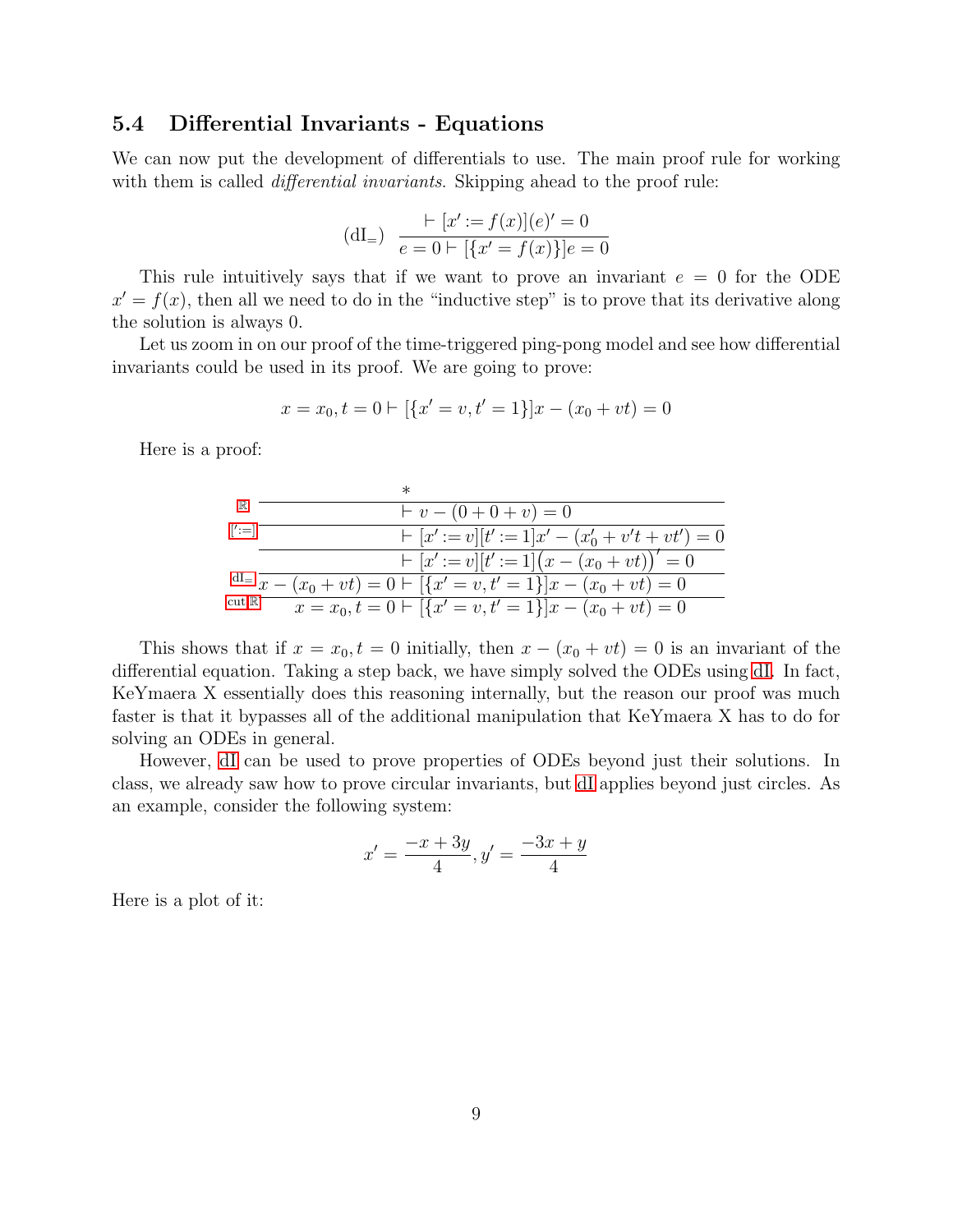### 5.4 Differential Invariants - Equations

We can now put the development of differentials to use. The main proof rule for working with them is called *differential invariants*. Skipping ahead to the proof rule:

$$(\mathrm{dI}_=)\ \ \frac{\vdash [x' := f(x)](e)' = 0}{e = 0 \vdash [\{x' = f(x)\}]e = 0}$$

This rule intuitively says that if we want to prove an invariant $e = 0$ for the ODE $x' = f(x)$, then all we need to do in the "inductive step" is to prove that its derivative along the solution is always 0.

Let us zoom in on our proof of the time-triggered ping-pong model and see how differential invariants could be used in its proof. We are going to prove:

$$x = x_0, t = 0 \vdash [\{x' = v, t' = 1\}]x - (x_0 + vt) = 0$$

Here is a proof:

$$\dfrac{\dfrac{\dfrac{\dfrac{\dfrac{*}{\vdash v - (0 + 0 + v) = 0}\ \mathbb{R}}{\vdash [x' := v][t' := 1]x' - (x_0' + v't + vt') = 0}\ [':=]}{\vdash [x' := v][t' := 1]\big(x - (x_0 + vt)\big)' = 0}}{x - (x_0 + vt) = 0 \vdash [\{x' = v, t' = 1\}]x - (x_0 + vt) = 0}\ \mathrm{dI}_=}{x = x_0, t = 0 \vdash [\{x' = v, t' = 1\}]x - (x_0 + vt) = 0}\ \mathrm{cut}, \mathbb{R}$$

This shows that if $x = x_0, t = 0$ initially, then $x - (x_0 + vt) = 0$ is an invariant of the differential equation. Taking a step back, we have simply solved the ODEs using dI. In fact, KeYmaera X essentially does this reasoning internally, but the reason our proof was much faster is that it bypasses all of the additional manipulation that KeYmaera X has to do for solving an ODEs in general.

However, dI can be used to prove properties of ODEs beyond just their solutions. In class, we already saw how to prove circular invariants, but dI applies beyond just circles. As an example, consider the following system:

$$x' = \frac{-x + 3y}{4}, y' = \frac{-3x + y}{4}$$

Here is a plot of it: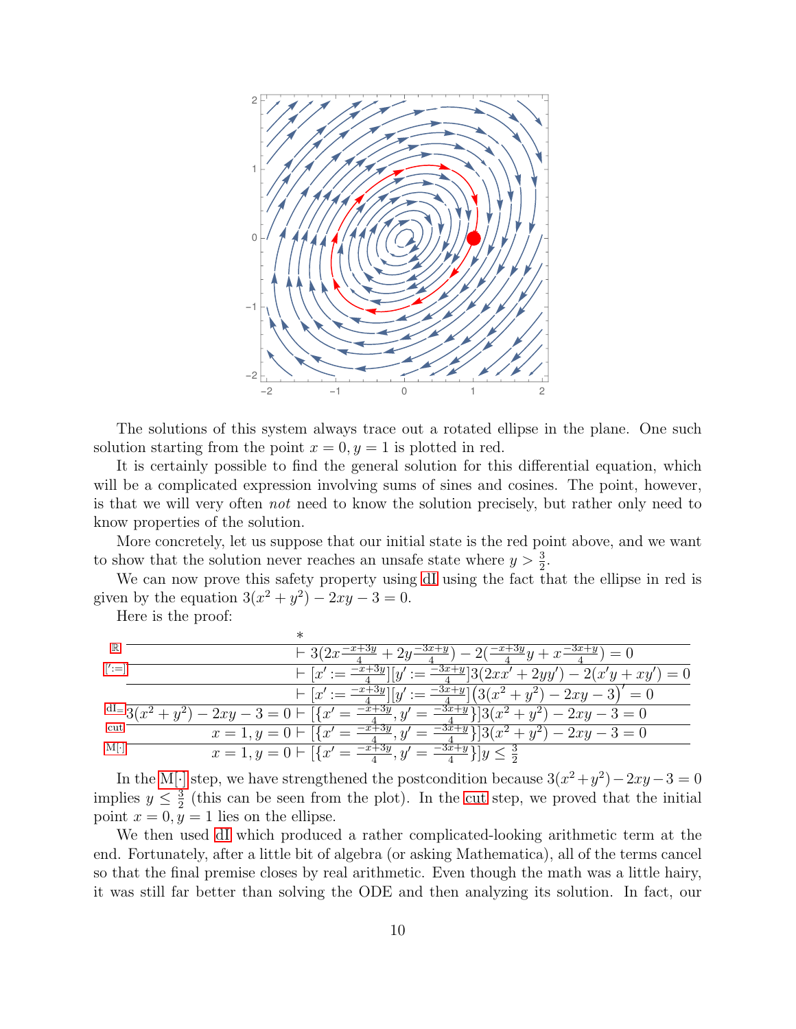The solutions of this system always trace out a rotated ellipse in the plane. One such solution starting from the point $x = 0, y = 1$ is plotted in red.

It is certainly possible to find the general solution for this differential equation, which will be a complicated expression involving sums of sines and cosines. The point, however, is that we will very often *not* need to know the solution precisely, but rather only need to know properties of the solution.

More concretely, let us suppose that our initial state is the red point above, and we want to show that the solution never reaches an unsafe state where $y > \frac{3}{2}$.

We can now prove this safety property using dI using the fact that the ellipse in red is given by the equation $3(x^2 + y^2) - 2xy - 3 = 0$.

Here is the proof:

$$
\dfrac{
\dfrac{
\dfrac{
\dfrac{
\dfrac{
\dfrac{*}{\vdash 3(2x\frac{-x+3y}{4} + 2y\frac{-3x+y}{4}) - 2(\frac{-x+3y}{4}y + x\frac{-3x+y}{4}) = 0}\;\mathbb{R}
}{\vdash [x' := \frac{-x+3y}{4}][y' := \frac{-3x+y}{4}]3(2xx' + 2yy') - 2(x'y + xy') = 0}\;[':=]
}{\vdash [x' := \frac{-x+3y}{4}][y' := \frac{-3x+y}{4}]\big(3(x^2 + y^2) - 2xy - 3\big)' = 0}
}{3(x^2 + y^2) - 2xy - 3 = 0 \vdash [\{x' = \frac{-x+3y}{4}, y' = \frac{-3x+y}{4}\}]3(x^2 + y^2) - 2xy - 3 = 0}\;\mathrm{dI}_=
}{x = 1, y = 0 \vdash [\{x' = \frac{-x+3y}{4}, y' = \frac{-3x+y}{4}\}]3(x^2 + y^2) - 2xy - 3 = 0}\;\mathrm{cut}
}{x = 1, y = 0 \vdash [\{x' = \frac{-x+3y}{4}, y' = \frac{-3x+y}{4}\}]y \leq \frac{3}{2}}\;\mathrm{M}[\cdot]
$$

In the M[·] step, we have strengthened the postcondition because $3(x^2+y^2)-2xy-3 = 0$ implies $y \leq \frac{3}{2}$ (this can be seen from the plot). In the cut step, we proved that the initial point $x = 0, y = 1$ lies on the ellipse.

We then used dI which produced a rather complicated-looking arithmetic term at the end. Fortunately, after a little bit of algebra (or asking Mathematica), all of the terms cancel so that the final premise closes by real arithmetic. Even though the math was a little hairy, it was still far better than solving the ODE and then analyzing its solution. In fact, our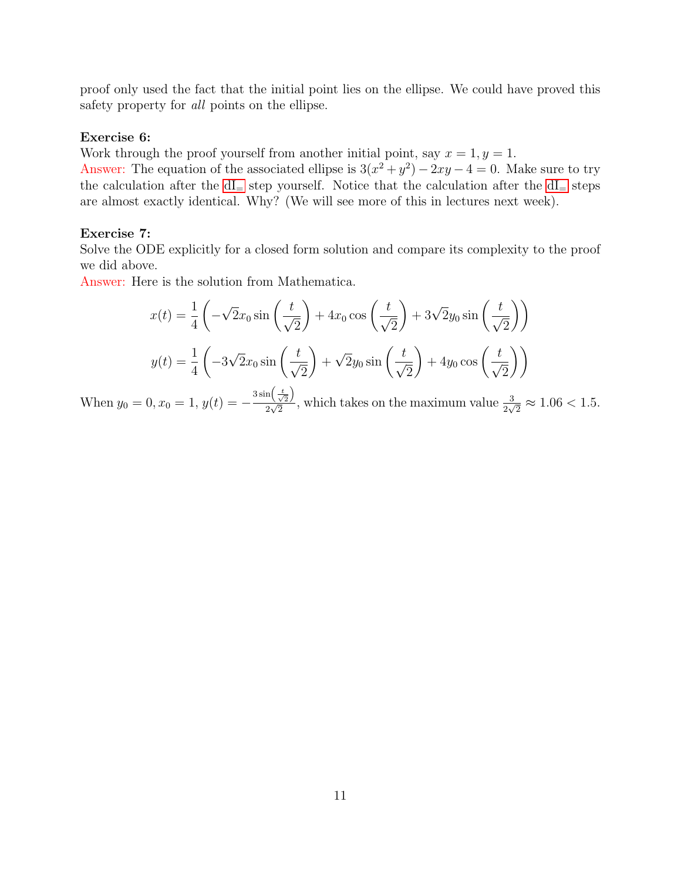proof only used the fact that the initial point lies on the ellipse. We could have proved this safety property for *all* points on the ellipse.

**Exercise 6:**
Work through the proof yourself from another initial point, say $x = 1, y = 1$.
Answer: The equation of the associated ellipse is $3(x^2 + y^2) - 2xy - 4 = 0$. Make sure to try the calculation after the $dI_=$ step yourself. Notice that the calculation after the $dI_=$ steps are almost exactly identical. Why? (We will see more of this in lectures next week).

**Exercise 7:**
Solve the ODE explicitly for a closed form solution and compare its complexity to the proof we did above.
Answer: Here is the solution from Mathematica.

$$x(t) = \frac{1}{4}\left(-\sqrt{2}x_0 \sin\left(\frac{t}{\sqrt{2}}\right) + 4x_0 \cos\left(\frac{t}{\sqrt{2}}\right) + 3\sqrt{2}y_0 \sin\left(\frac{t}{\sqrt{2}}\right)\right)$$

$$y(t) = \frac{1}{4}\left(-3\sqrt{2}x_0 \sin\left(\frac{t}{\sqrt{2}}\right) + \sqrt{2}y_0 \sin\left(\frac{t}{\sqrt{2}}\right) + 4y_0 \cos\left(\frac{t}{\sqrt{2}}\right)\right)$$

When $y_0 = 0, x_0 = 1$, $y(t) = -\frac{3\sin\left(\frac{t}{\sqrt{2}}\right)}{2\sqrt{2}}$, which takes on the maximum value $\frac{3}{2\sqrt{2}} \approx 1.06 < 1.5$.